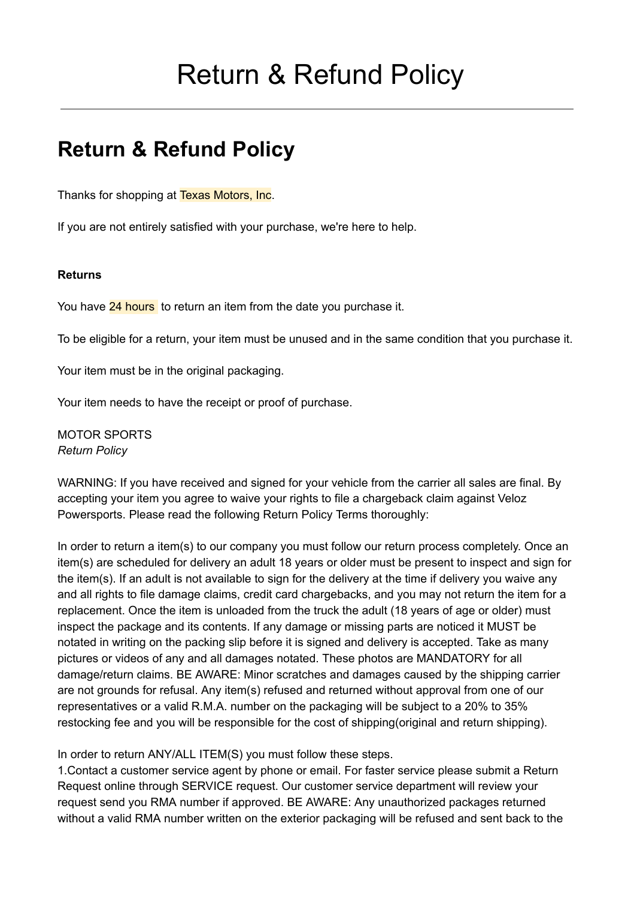# Return & Refund Policy

## Return & Refund Policy

Thanks for shopping at Texas Motors, Inc.

If you are not entirely satisfied with your purchase, we're here to help.

**Returns**

You have 24 hours to return an item from the date you purchase it.

To be eligible for a return, your item must be unused and in the same condition that you purchase it.

Your item must be in the original packaging.

Your item needs to have the receipt or proof of purchase.

MOTOR SPORTS
*Return Policy*

WARNING: If you have received and signed for your vehicle from the carrier all sales are final. By accepting your item you agree to waive your rights to file a chargeback claim against Veloz Powersports. Please read the following Return Policy Terms thoroughly:

In order to return a item(s) to our company you must follow our return process completely. Once an item(s) are scheduled for delivery an adult 18 years or older must be present to inspect and sign for the item(s). If an adult is not available to sign for the delivery at the time if delivery you waive any and all rights to file damage claims, credit card chargebacks, and you may not return the item for a replacement. Once the item is unloaded from the truck the adult (18 years of age or older) must inspect the package and its contents. If any damage or missing parts are noticed it MUST be notated in writing on the packing slip before it is signed and delivery is accepted. Take as many pictures or videos of any and all damages notated. These photos are MANDATORY for all damage/return claims. BE AWARE: Minor scratches and damages caused by the shipping carrier are not grounds for refusal. Any item(s) refused and returned without approval from one of our representatives or a valid R.M.A. number on the packaging will be subject to a 20% to 35% restocking fee and you will be responsible for the cost of shipping(original and return shipping).

In order to return ANY/ALL ITEM(S) you must follow these steps.
1.Contact a customer service agent by phone or email. For faster service please submit a Return Request online through SERVICE request. Our customer service department will review your request send you RMA number if approved. BE AWARE: Any unauthorized packages returned without a valid RMA number written on the exterior packaging will be refused and sent back to the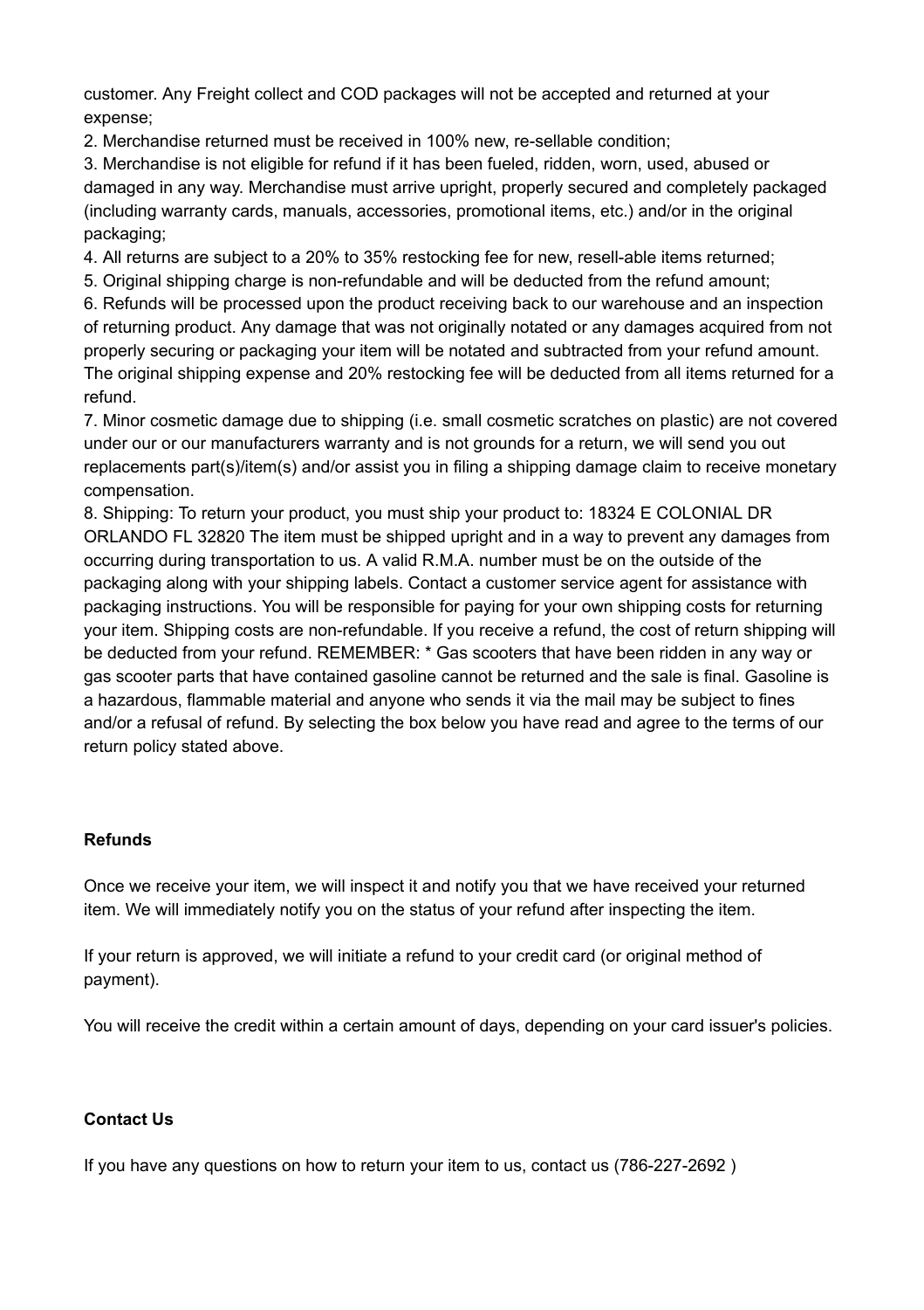customer. Any Freight collect and COD packages will not be accepted and returned at your expense;

2. Merchandise returned must be received in 100% new, re-sellable condition;

3. Merchandise is not eligible for refund if it has been fueled, ridden, worn, used, abused or damaged in any way. Merchandise must arrive upright, properly secured and completely packaged (including warranty cards, manuals, accessories, promotional items, etc.) and/or in the original packaging;

4. All returns are subject to a 20% to 35% restocking fee for new, resell-able items returned;

5. Original shipping charge is non-refundable and will be deducted from the refund amount;

6. Refunds will be processed upon the product receiving back to our warehouse and an inspection of returning product. Any damage that was not originally notated or any damages acquired from not properly securing or packaging your item will be notated and subtracted from your refund amount. The original shipping expense and 20% restocking fee will be deducted from all items returned for a refund.

7. Minor cosmetic damage due to shipping (i.e. small cosmetic scratches on plastic) are not covered under our or our manufacturers warranty and is not grounds for a return, we will send you out replacements part(s)/item(s) and/or assist you in filing a shipping damage claim to receive monetary compensation.

8. Shipping: To return your product, you must ship your product to: 18324 E COLONIAL DR ORLANDO FL 32820 The item must be shipped upright and in a way to prevent any damages from occurring during transportation to us. A valid R.M.A. number must be on the outside of the packaging along with your shipping labels. Contact a customer service agent for assistance with packaging instructions. You will be responsible for paying for your own shipping costs for returning your item. Shipping costs are non-refundable. If you receive a refund, the cost of return shipping will be deducted from your refund. REMEMBER: * Gas scooters that have been ridden in any way or gas scooter parts that have contained gasoline cannot be returned and the sale is final. Gasoline is a hazardous, flammable material and anyone who sends it via the mail may be subject to fines and/or a refusal of refund. By selecting the box below you have read and agree to the terms of our return policy stated above.

**Refunds**

Once we receive your item, we will inspect it and notify you that we have received your returned item. We will immediately notify you on the status of your refund after inspecting the item.

If your return is approved, we will initiate a refund to your credit card (or original method of payment).

You will receive the credit within a certain amount of days, depending on your card issuer's policies.

**Contact Us**

If you have any questions on how to return your item to us, contact us (786-227-2692 )